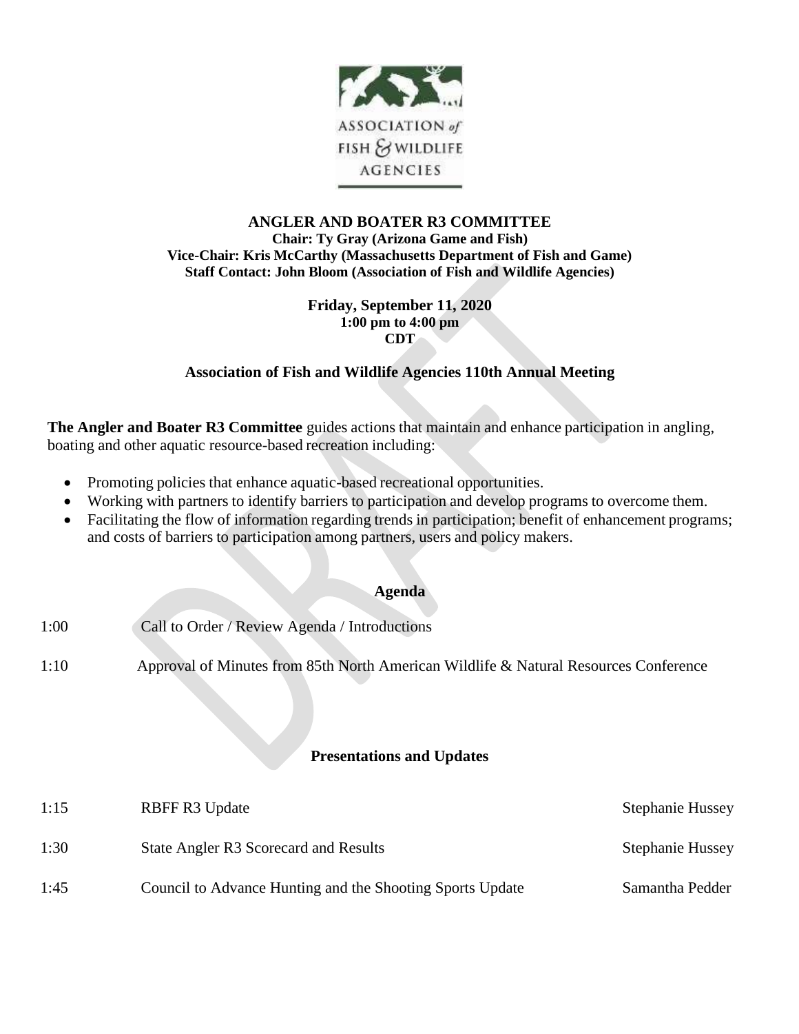ASSOCIATION of FISH & WILDLIFE AGENCIES

**ANGLER AND BOATER R3 COMMITTEE**
**Chair: Ty Gray (Arizona Game and Fish)**
**Vice-Chair: Kris McCarthy (Massachusetts Department of Fish and Game)**
**Staff Contact: John Bloom (Association of Fish and Wildlife Agencies)**

**Friday, September 11, 2020**
**1:00 pm to 4:00 pm**
**CDT**

**Association of Fish and Wildlife Agencies 110th Annual Meeting**

**The Angler and Boater R3 Committee** guides actions that maintain and enhance participation in angling, boating and other aquatic resource-based recreation including:

- Promoting policies that enhance aquatic-based recreational opportunities.
- Working with partners to identify barriers to participation and develop programs to overcome them.
- Facilitating the flow of information regarding trends in participation; benefit of enhancement programs; and costs of barriers to participation among partners, users and policy makers.

**Agenda**

1:00 Call to Order / Review Agenda / Introductions

1:10 Approval of Minutes from 85th North American Wildlife & Natural Resources Conference

**Presentations and Updates**

| | | |
|---|---|---|
| 1:15 | RBFF R3 Update | Stephanie Hussey |
| 1:30 | State Angler R3 Scorecard and Results | Stephanie Hussey |
| 1:45 | Council to Advance Hunting and the Shooting Sports Update | Samantha Pedder |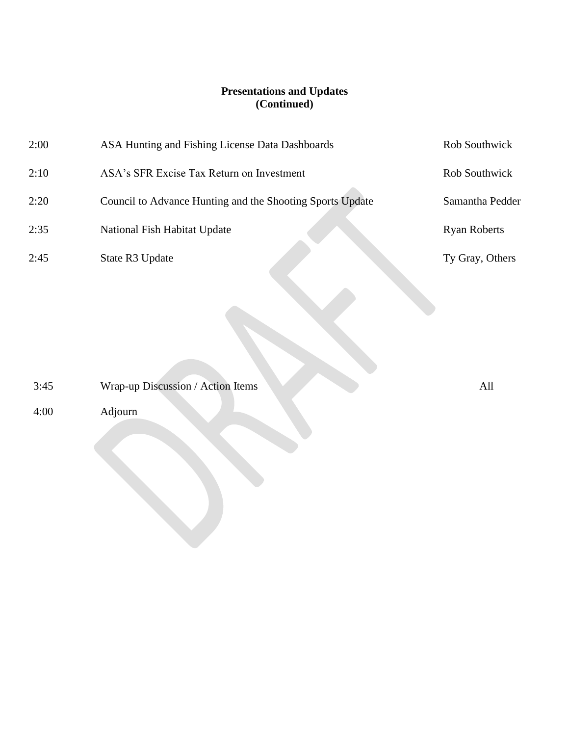**Presentations and Updates**
**(Continued)**

| | | |
|---|---|---|
| 2:00 | ASA Hunting and Fishing License Data Dashboards | Rob Southwick |
| 2:10 | ASA's SFR Excise Tax Return on Investment | Rob Southwick |
| 2:20 | Council to Advance Hunting and the Shooting Sports Update | Samantha Pedder |
| 2:35 | National Fish Habitat Update | Ryan Roberts |
| 2:45 | State R3 Update | Ty Gray, Others |
| 3:45 | Wrap-up Discussion / Action Items | All |
| 4:00 | Adjourn | |